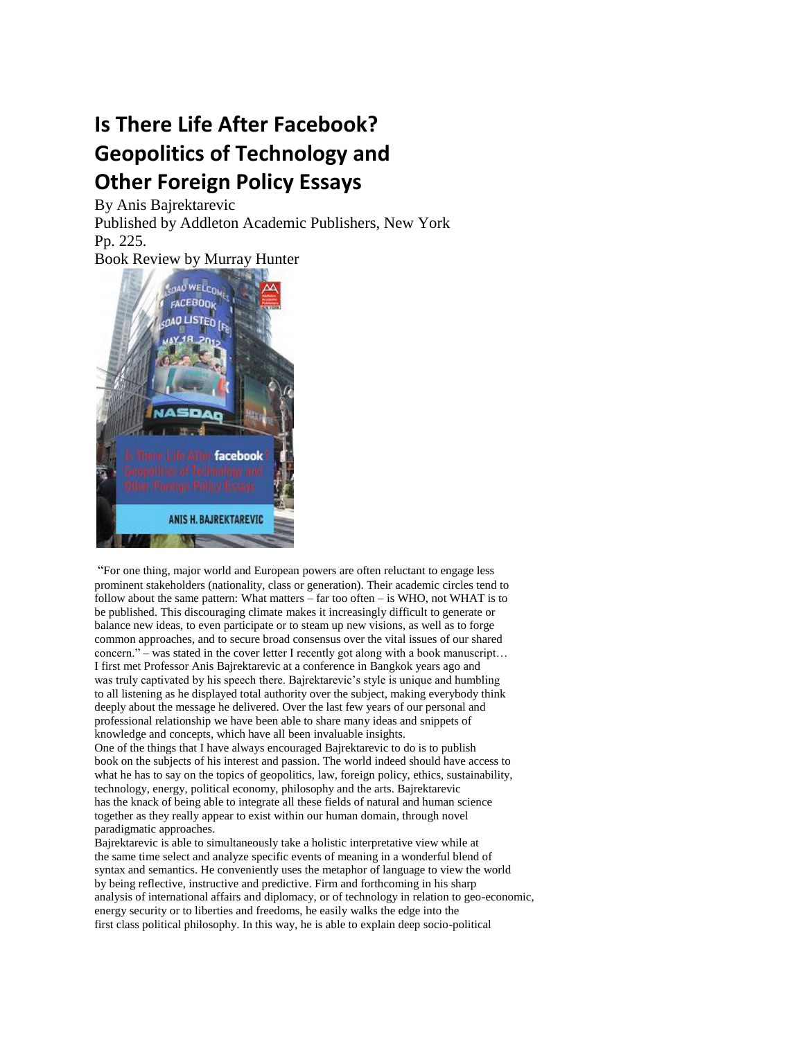# Is There Life After Facebook? Geopolitics of Technology and Other Foreign Policy Essays

By Anis Bajrektarevic
Published by Addleton Academic Publishers, New York
Pp. 225.
Book Review by Murray Hunter

"For one thing, major world and European powers are often reluctant to engage less prominent stakeholders (nationality, class or generation). Their academic circles tend to follow about the same pattern: What matters – far too often – is WHO, not WHAT is to be published. This discouraging climate makes it increasingly difficult to generate or balance new ideas, to even participate or to steam up new visions, as well as to forge common approaches, and to secure broad consensus over the vital issues of our shared concern." – was stated in the cover letter I recently got along with a book manuscript…

I first met Professor Anis Bajrektarevic at a conference in Bangkok years ago and was truly captivated by his speech there. Bajrektarevic's style is unique and humbling to all listening as he displayed total authority over the subject, making everybody think deeply about the message he delivered. Over the last few years of our personal and professional relationship we have been able to share many ideas and snippets of knowledge and concepts, which have all been invaluable insights.

One of the things that I have always encouraged Bajrektarevic to do is to publish book on the subjects of his interest and passion. The world indeed should have access to what he has to say on the topics of geopolitics, law, foreign policy, ethics, sustainability, technology, energy, political economy, philosophy and the arts. Bajrektarevic has the knack of being able to integrate all these fields of natural and human science together as they really appear to exist within our human domain, through novel paradigmatic approaches.

Bajrektarevic is able to simultaneously take a holistic interpretative view while at the same time select and analyze specific events of meaning in a wonderful blend of syntax and semantics. He conveniently uses the metaphor of language to view the world by being reflective, instructive and predictive. Firm and forthcoming in his sharp analysis of international affairs and diplomacy, or of technology in relation to geo-economic, energy security or to liberties and freedoms, he easily walks the edge into the first class political philosophy. In this way, he is able to explain deep socio-political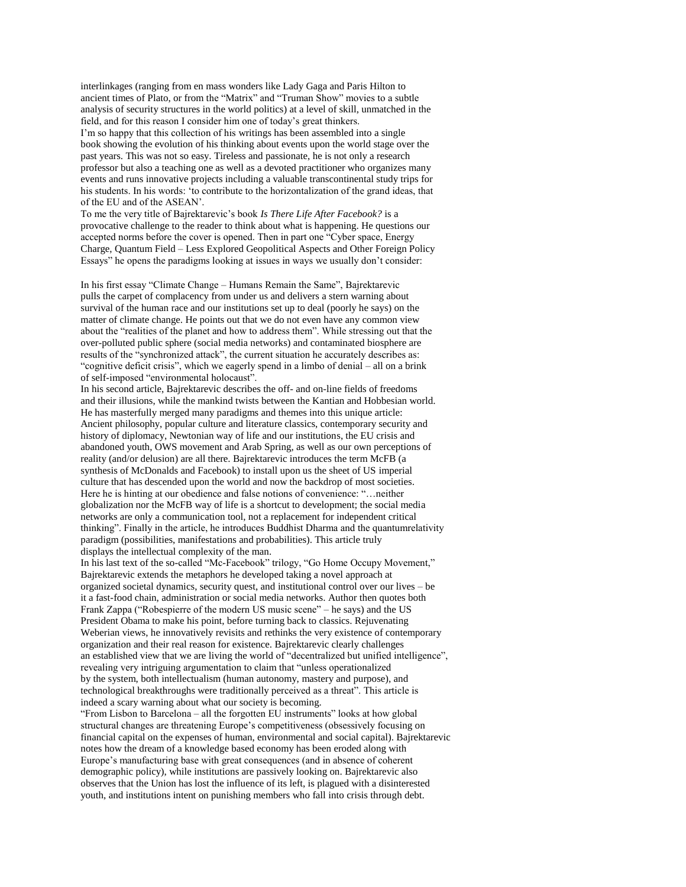interlinkages (ranging from en mass wonders like Lady Gaga and Paris Hilton to ancient times of Plato, or from the "Matrix" and "Truman Show" movies to a subtle analysis of security structures in the world politics) at a level of skill, unmatched in the field, and for this reason I consider him one of today's great thinkers.

I'm so happy that this collection of his writings has been assembled into a single book showing the evolution of his thinking about events upon the world stage over the past years. This was not so easy. Tireless and passionate, he is not only a research professor but also a teaching one as well as a devoted practitioner who organizes many events and runs innovative projects including a valuable transcontinental study trips for his students. In his words: 'to contribute to the horizontalization of the grand ideas, that of the EU and of the ASEAN'.

To me the very title of Bajrektarevic's book *Is There Life After Facebook?* is a provocative challenge to the reader to think about what is happening. He questions our accepted norms before the cover is opened. Then in part one "Cyber space, Energy Charge, Quantum Field – Less Explored Geopolitical Aspects and Other Foreign Policy Essays" he opens the paradigms looking at issues in ways we usually don't consider:

In his first essay "Climate Change – Humans Remain the Same", Bajrektarevic pulls the carpet of complacency from under us and delivers a stern warning about survival of the human race and our institutions set up to deal (poorly he says) on the matter of climate change. He points out that we do not even have any common view about the "realities of the planet and how to address them". While stressing out that the over-polluted public sphere (social media networks) and contaminated biosphere are results of the "synchronized attack", the current situation he accurately describes as: "cognitive deficit crisis", which we eagerly spend in a limbo of denial – all on a brink of self-imposed "environmental holocaust".

In his second article, Bajrektarevic describes the off- and on-line fields of freedoms and their illusions, while the mankind twists between the Kantian and Hobbesian world. He has masterfully merged many paradigms and themes into this unique article: Ancient philosophy, popular culture and literature classics, contemporary security and history of diplomacy, Newtonian way of life and our institutions, the EU crisis and abandoned youth, OWS movement and Arab Spring, as well as our own perceptions of reality (and/or delusion) are all there. Bajrektarevic introduces the term McFB (a synthesis of McDonalds and Facebook) to install upon us the sheet of US imperial culture that has descended upon the world and now the backdrop of most societies. Here he is hinting at our obedience and false notions of convenience: "…neither globalization nor the McFB way of life is a shortcut to development; the social media networks are only a communication tool, not a replacement for independent critical thinking". Finally in the article, he introduces Buddhist Dharma and the quantumrelativity paradigm (possibilities, manifestations and probabilities). This article truly displays the intellectual complexity of the man.

In his last text of the so-called "Mc-Facebook" trilogy, "Go Home Occupy Movement," Bajrektarevic extends the metaphors he developed taking a novel approach at organized societal dynamics, security quest, and institutional control over our lives – be it a fast-food chain, administration or social media networks. Author then quotes both Frank Zappa ("Robespierre of the modern US music scene" – he says) and the US President Obama to make his point, before turning back to classics. Rejuvenating Weberian views, he innovatively revisits and rethinks the very existence of contemporary organization and their real reason for existence. Bajrektarevic clearly challenges an established view that we are living the world of "decentralized but unified intelligence", revealing very intriguing argumentation to claim that "unless operationalized by the system, both intellectualism (human autonomy, mastery and purpose), and technological breakthroughs were traditionally perceived as a threat". This article is indeed a scary warning about what our society is becoming.

"From Lisbon to Barcelona – all the forgotten EU instruments" looks at how global structural changes are threatening Europe's competitiveness (obsessively focusing on financial capital on the expenses of human, environmental and social capital). Bajrektarevic notes how the dream of a knowledge based economy has been eroded along with Europe's manufacturing base with great consequences (and in absence of coherent demographic policy), while institutions are passively looking on. Bajrektarevic also observes that the Union has lost the influence of its left, is plagued with a disinterested youth, and institutions intent on punishing members who fall into crisis through debt.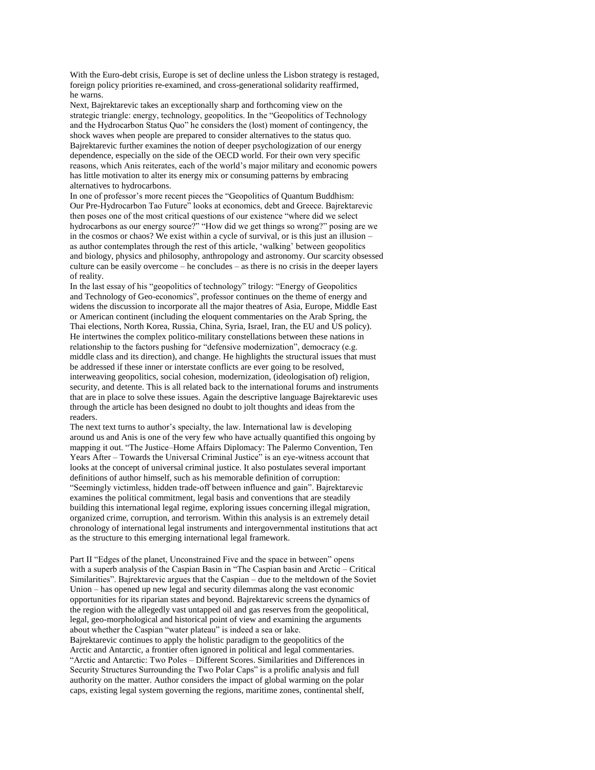With the Euro-debt crisis, Europe is set of decline unless the Lisbon strategy is restaged, foreign policy priorities re-examined, and cross-generational solidarity reaffirmed, he warns.

Next, Bajrektarevic takes an exceptionally sharp and forthcoming view on the strategic triangle: energy, technology, geopolitics. In the "Geopolitics of Technology and the Hydrocarbon Status Quo" he considers the (lost) moment of contingency, the shock waves when people are prepared to consider alternatives to the status quo. Bajrektarevic further examines the notion of deeper psychologization of our energy dependence, especially on the side of the OECD world. For their own very specific reasons, which Anis reiterates, each of the world's major military and economic powers has little motivation to alter its energy mix or consuming patterns by embracing alternatives to hydrocarbons.

In one of professor's more recent pieces the "Geopolitics of Quantum Buddhism: Our Pre-Hydrocarbon Tao Future" looks at economics, debt and Greece. Bajrektarevic then poses one of the most critical questions of our existence "where did we select hydrocarbons as our energy source?" "How did we get things so wrong?" posing are we in the cosmos or chaos? We exist within a cycle of survival, or is this just an illusion – as author contemplates through the rest of this article, 'walking' between geopolitics and biology, physics and philosophy, anthropology and astronomy. Our scarcity obsessed culture can be easily overcome – he concludes – as there is no crisis in the deeper layers of reality.

In the last essay of his "geopolitics of technology" trilogy: "Energy of Geopolitics and Technology of Geo-economics", professor continues on the theme of energy and widens the discussion to incorporate all the major theatres of Asia, Europe, Middle East or American continent (including the eloquent commentaries on the Arab Spring, the Thai elections, North Korea, Russia, China, Syria, Israel, Iran, the EU and US policy). He intertwines the complex politico-military constellations between these nations in relationship to the factors pushing for "defensive modernization", democracy (e.g. middle class and its direction), and change. He highlights the structural issues that must be addressed if these inner or interstate conflicts are ever going to be resolved, interweaving geopolitics, social cohesion, modernization, (ideologisation of) religion, security, and detente. This is all related back to the international forums and instruments that are in place to solve these issues. Again the descriptive language Bajrektarevic uses through the article has been designed no doubt to jolt thoughts and ideas from the readers.

The next text turns to author's specialty, the law. International law is developing around us and Anis is one of the very few who have actually quantified this ongoing by mapping it out. "The Justice–Home Affairs Diplomacy: The Palermo Convention, Ten Years After – Towards the Universal Criminal Justice" is an eye-witness account that looks at the concept of universal criminal justice. It also postulates several important definitions of author himself, such as his memorable definition of corruption: "Seemingly victimless, hidden trade-off between influence and gain". Bajrektarevic examines the political commitment, legal basis and conventions that are steadily building this international legal regime, exploring issues concerning illegal migration, organized crime, corruption, and terrorism. Within this analysis is an extremely detail chronology of international legal instruments and intergovernmental institutions that act as the structure to this emerging international legal framework.

Part II "Edges of the planet, Unconstrained Five and the space in between" opens with a superb analysis of the Caspian Basin in "The Caspian basin and Arctic – Critical Similarities". Bajrektarevic argues that the Caspian – due to the meltdown of the Soviet Union – has opened up new legal and security dilemmas along the vast economic opportunities for its riparian states and beyond. Bajrektarevic screens the dynamics of the region with the allegedly vast untapped oil and gas reserves from the geopolitical, legal, geo-morphological and historical point of view and examining the arguments about whether the Caspian "water plateau" is indeed a sea or lake.

Bajrektarevic continues to apply the holistic paradigm to the geopolitics of the Arctic and Antarctic, a frontier often ignored in political and legal commentaries. "Arctic and Antarctic: Two Poles – Different Scores. Similarities and Differences in Security Structures Surrounding the Two Polar Caps" is a prolific analysis and full authority on the matter. Author considers the impact of global warming on the polar caps, existing legal system governing the regions, maritime zones, continental shelf,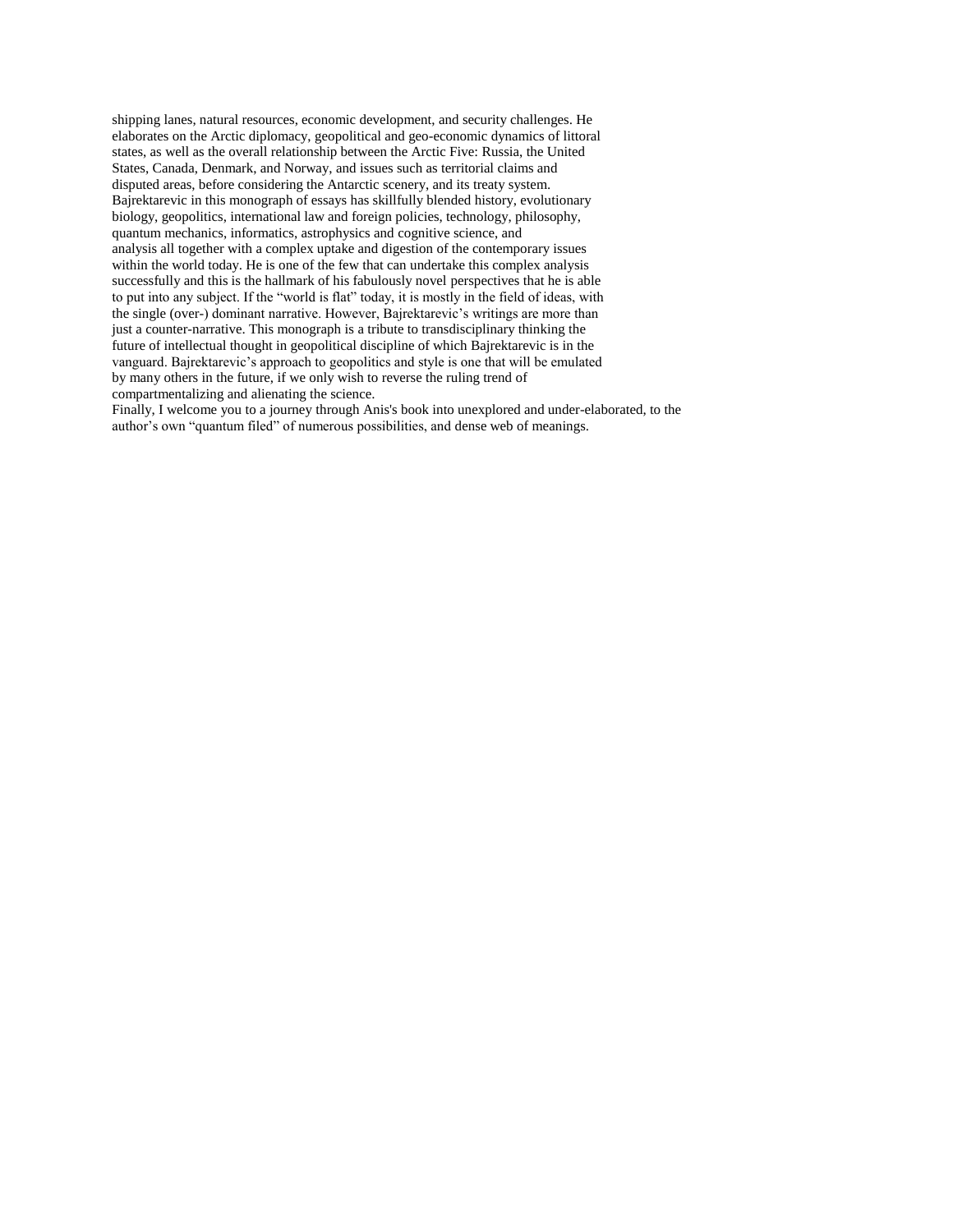shipping lanes, natural resources, economic development, and security challenges. He elaborates on the Arctic diplomacy, geopolitical and geo-economic dynamics of littoral states, as well as the overall relationship between the Arctic Five: Russia, the United States, Canada, Denmark, and Norway, and issues such as territorial claims and disputed areas, before considering the Antarctic scenery, and its treaty system.
Bajrektarevic in this monograph of essays has skillfully blended history, evolutionary biology, geopolitics, international law and foreign policies, technology, philosophy, quantum mechanics, informatics, astrophysics and cognitive science, and analysis all together with a complex uptake and digestion of the contemporary issues within the world today. He is one of the few that can undertake this complex analysis successfully and this is the hallmark of his fabulously novel perspectives that he is able to put into any subject. If the "world is flat" today, it is mostly in the field of ideas, with the single (over-) dominant narrative. However, Bajrektarevic's writings are more than just a counter-narrative. This monograph is a tribute to transdisciplinary thinking the future of intellectual thought in geopolitical discipline of which Bajrektarevic is in the vanguard. Bajrektarevic's approach to geopolitics and style is one that will be emulated by many others in the future, if we only wish to reverse the ruling trend of compartmentalizing and alienating the science.
Finally, I welcome you to a journey through Anis's book into unexplored and under-elaborated, to the author's own "quantum filed" of numerous possibilities, and dense web of meanings.